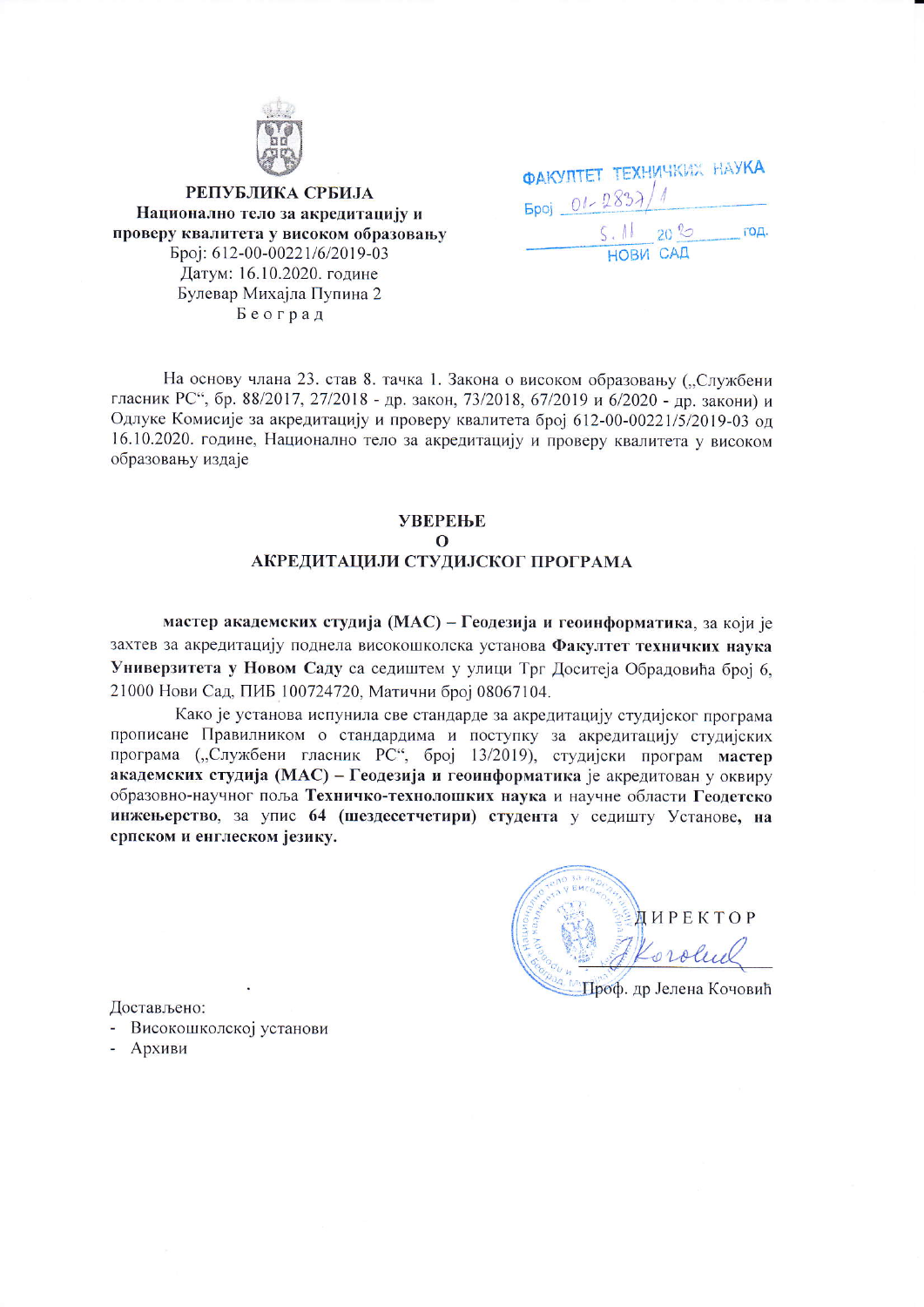**РЕПУБЛИКА СРБИЈА**
**Национално тело за акредитацију и проверу квалитета у високом образовању**
Број: 612-00-00221/6/2019-03
Датум: 16.10.2020. године
Булевар Михајла Пупина 2
Београд

ФАКУЛТЕТ ТЕХНИЧКИХ НАУКА
Број 01-2837/1
5.11 2020 год.
НОВИ САД

На основу члана 23. став 8. тачка 1. Закона о високом образовању („Службени гласник РС", бр. 88/2017, 27/2018 - др. закон, 73/2018, 67/2019 и 6/2020 - др. закони) и Одлуке Комисије за акредитацију и проверу квалитета број 612-00-00221/5/2019-03 од 16.10.2020. године, Национално тело за акредитацију и проверу квалитета у високом образовању издаје

## УВЕРЕЊЕ
## О
## АКРЕДИТАЦИЈИ СТУДИЈСКОГ ПРОГРАМА

**мастер академских студија (МАС) – Геодезија и геоинформатика**, за који је захтев за акредитацију поднела високошколска установа **Факултет техничких наука Универзитета у Новом Саду** са седиштем у улици Трг Доситеја Обрадовића број 6, 21000 Нови Сад, ПИБ 100724720, Матични број 08067104.

Како је установа испунила све стандарде за акредитацију студијског програма прописане Правилником о стандардима и поступку за акредитацију студијских програма („Службени гласник РС", број 13/2019), студијски програм **мастер академских студија (МАС) – Геодезија и геоинформатика** је акредитован у оквиру образовно-научног поља **Техничко-технолошких наука** и научне области **Геодетско инжењерство**, за упис **64 (шездесетчетири) студента** у седишту Установе, **на српском и енглеском језику.**

ДИРЕКТОР

Проф. др Јелена Кочовић

Достављено:
- Високошколској установи
- Архиви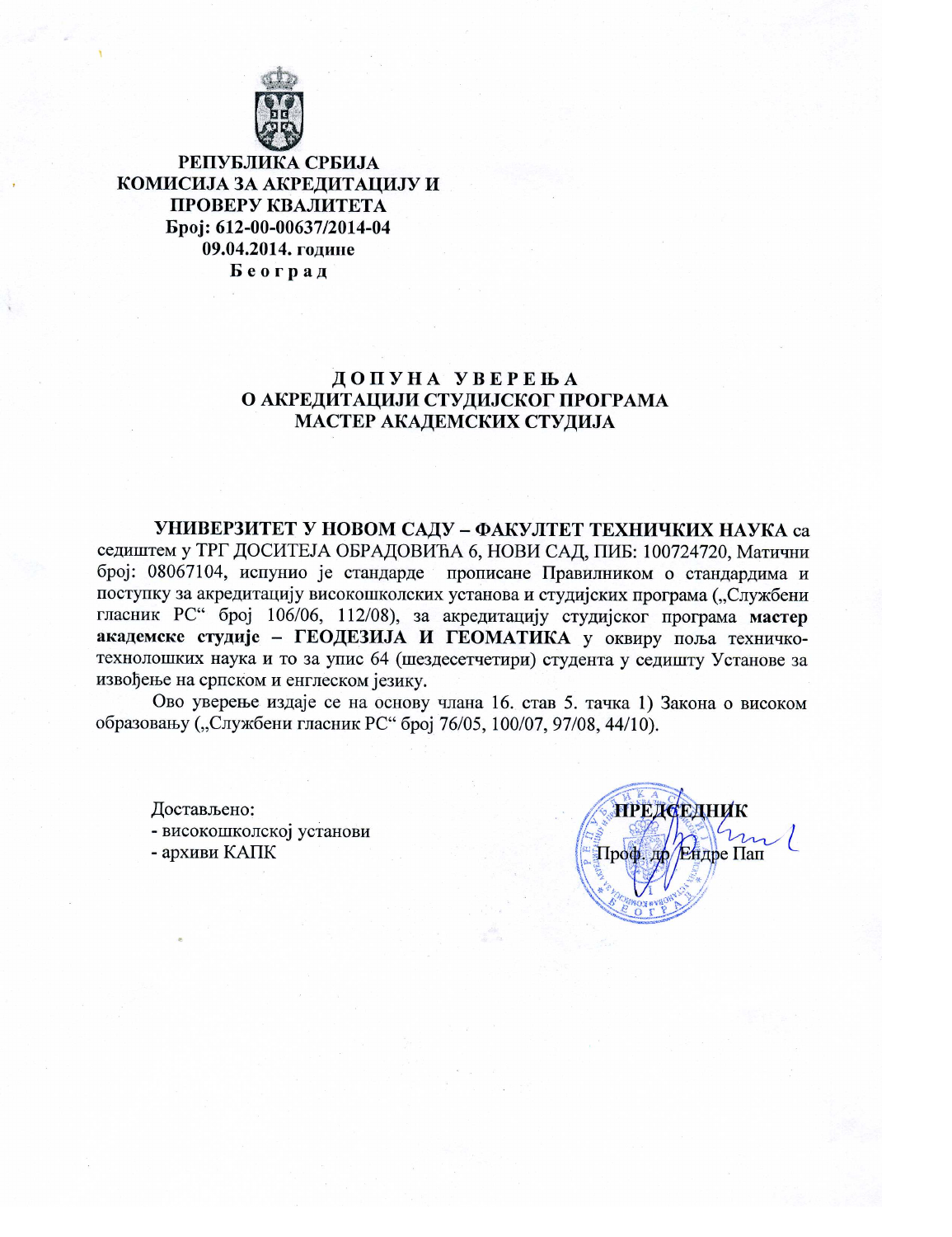**РЕПУБЛИКА СРБИЈА**
**КОМИСИЈА ЗА АКРЕДИТАЦИЈУ И ПРОВЕРУ КВАЛИТЕТА**
**Број: 612-00-00637/2014-04**
**09.04.2014. године**
**Београд**

# ДОПУНА УВЕРЕЊА О АКРЕДИТАЦИЈИ СТУДИЈСКОГ ПРОГРАМА МАСТЕР АКАДЕМСКИХ СТУДИЈА

**УНИВЕРЗИТЕТ У НОВОМ САДУ – ФАКУЛТЕТ ТЕХНИЧКИХ НАУКА** са седиштем у ТРГ ДОСИТЕЈА ОБРАДОВИЋА 6, НОВИ САД, ПИБ: 100724720, Матични број: 08067104, испунио је стандарде прописане Правилником о стандардима и поступку за акредитацију високошколских установа и студијских програма („Службени гласник РС" број 106/06, 112/08), за акредитацију студијског програма **мастер академске студије – ГЕОДЕЗИЈА И ГЕОМАТИКА** у оквиру поља техничко-технолошких наука и то за упис 64 (шездесетчетири) студента у седишту Установе за извођење на српском и енглеском језику.

Ово уверење издаје се на основу члана 16. став 5. тачка 1) Закона о високом образовању („Службени гласник РС" број 76/05, 100/07, 97/08, 44/10).

Достављено:
- високошколској установи
- архиви КАПК

**ПРЕДСЕДНИК**
Проф. др Ендре Пап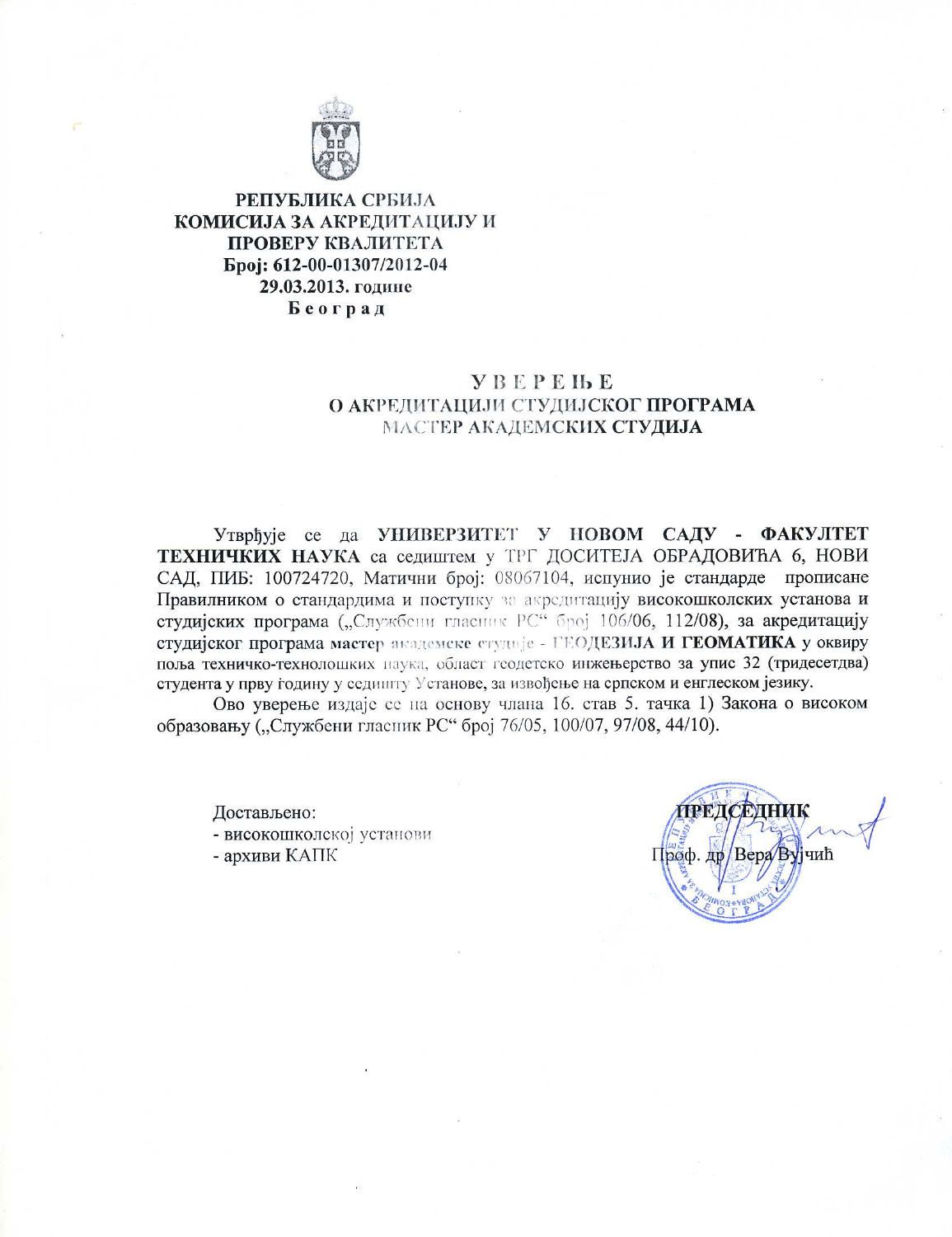**РЕПУБЛИКА СРБИЈА**
**КОМИСИЈА ЗА АКРЕДИТАЦИЈУ И ПРОВЕРУ КВАЛИТЕТА**
**Број: 612-00-01307/2012-04**
**29.03.2013. године**
**Београд**

## УВЕРЕЊЕ
## О АКРЕДИТАЦИЈИ СТУДИЈСКОГ ПРОГРАМА
## МАСТЕР АКАДЕМСКИХ СТУДИЈА

Утврђује се да **УНИВЕРЗИТЕТ У НОВОМ САДУ - ФАКУЛТЕТ ТЕХНИЧКИХ НАУКА** са седиштем у ТРГ ДОСИТЕЈА ОБРАДОВИЋА 6, НОВИ САД, ПИБ: 100724720, Матични број: 08067104, испунио је стандарде прописане Правилником о стандардима и поступку за акредитацију високошколских установа и студијских програма („Службени гласник РС" број 106/06, 112/08), за акредитацију студијског програма мастер академске студије - **ГЕОДЕЗИЈА И ГЕОМАТИКА** у оквиру поља техничко-технолошких наука, област геодетско инжењерство за упис 32 (тридесетдва) студента у прву годину у седишту Установе, за извођење на српском и енглеском језику.

Ово уверење издаје се на основу члана 16. став 5. тачка 1) Закона о високом образовању („Службени гласник РС" број 76/05, 100/07, 97/08, 44/10).

Достављено:
- високошколској установи
- архиви КАПК

**ПРЕДСЕДНИК**
Проф. др Вера Вујчић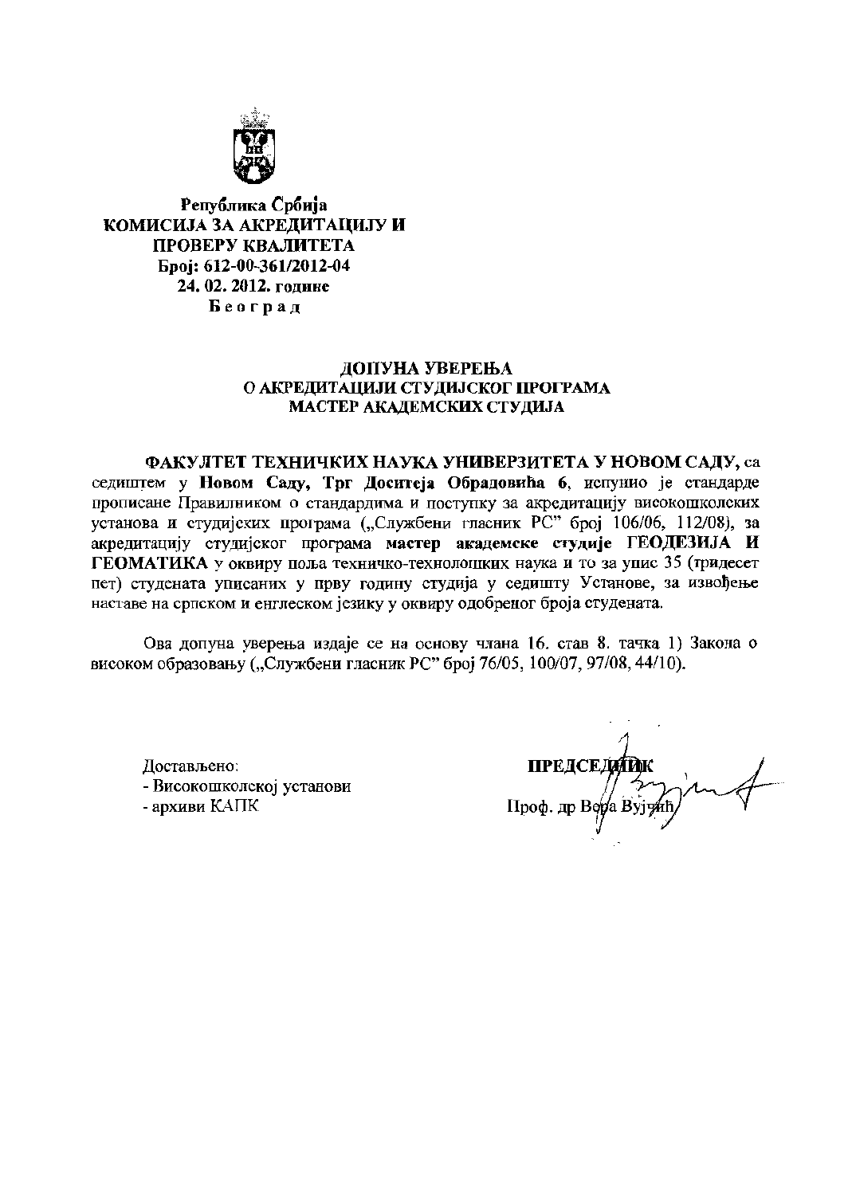**Република Србија**
**КОМИСИЈА ЗА АКРЕДИТАЦИЈУ И ПРОВЕРУ КВАЛИТЕТА**
**Број: 612-00-361/2012-04**
**24. 02. 2012. године**
**Б е о г р а д**

**ДОПУНА УВЕРЕЊА**
**О АКРЕДИТАЦИЈИ СТУДИЈСКОГ ПРОГРАМА**
**МАСТЕР АКАДЕМСКИХ СТУДИЈА**

**ФАКУЛТЕТ ТЕХНИЧКИХ НАУКА УНИВЕРЗИТЕТА У НОВОМ САДУ,** са седиштем у **Новом Саду, Трг Доситеја Обрадовића 6**, испунио је стандарде прописане Правилником о стандардима и поступку за акредитацију високошколских установа и студијских програма („Службени гласник РС" број 106/06, 112/08), за акредитацију студијског програма **мастер академске студије ГЕОДЕЗИЈА И ГЕОМАТИКА** у оквиру поља техничко-технолошких наука и то за упис 35 (тридесет пет) студената уписаних у прву годину студија у седишту Установе, за извођење наставе на српском и енглеском језику у оквиру одобреног броја студената.

Ова допуна уверења издаје се на основу члана 16. став 8. тачка 1) Закона о високом образовању („Службени гласник РС" број 76/05, 100/07, 97/08, 44/10).

Достављено:
- Високошколској установи
- архиви КАПК

**ПРЕДСЕДНИК**
Проф. др Вера Вујчић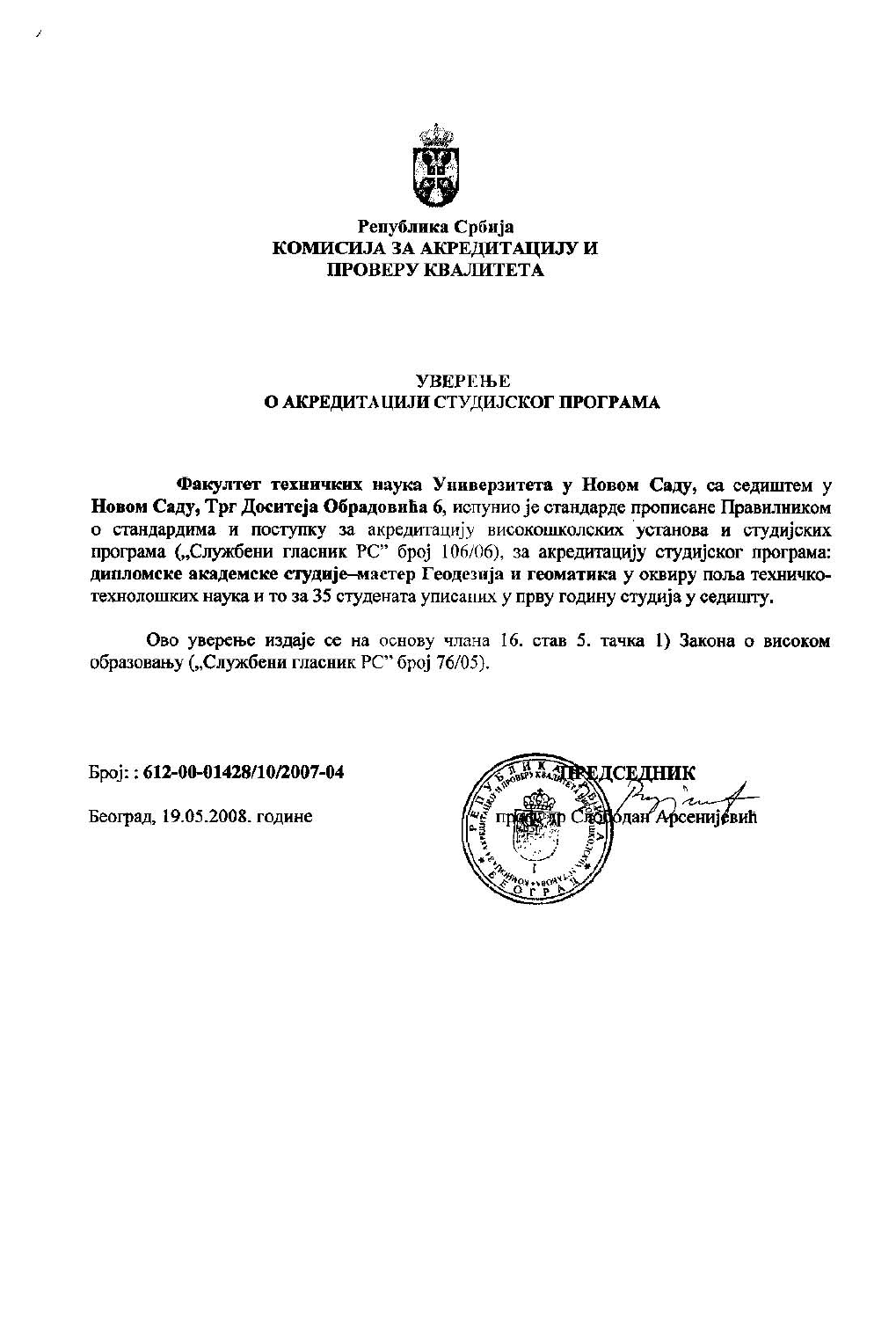Република Србија
**КОМИСИЈА ЗА АКРЕДИТАЦИЈУ И ПРОВЕРУ КВАЛИТЕТА**

**УВЕРЕЊЕ**
**О АКРЕДИТАЦИЈИ СТУДИЈСКОГ ПРОГРАМА**

**Факултет техничких наука Универзитета у Новом Саду**, са седиштем у **Новом Саду, Трг Доситеја Обрадовића 6**, испунио је стандарде прописане Правилником о стандардима и поступку за акредитацију високошколских установа и студијских програма („Службени гласник РС" број 106/06), за акредитацију студијског програма: **дипломске академске студије–мастер Геодезија и геоматика у оквиру поља техничко-технолошких наука и то за 35 студената уписаних у прву годину студија у седишту.**

Ово уверење издаје се на основу члана 16. став 5. тачка 1) Закона о високом образовању („Службени гласник РС" број 76/05).

Број: : **612-00-01428/10/2007-04**

Београд, 19.05.2008. године

**ПРЕДСЕДНИК**

проф. др Слободан Арсенијевић